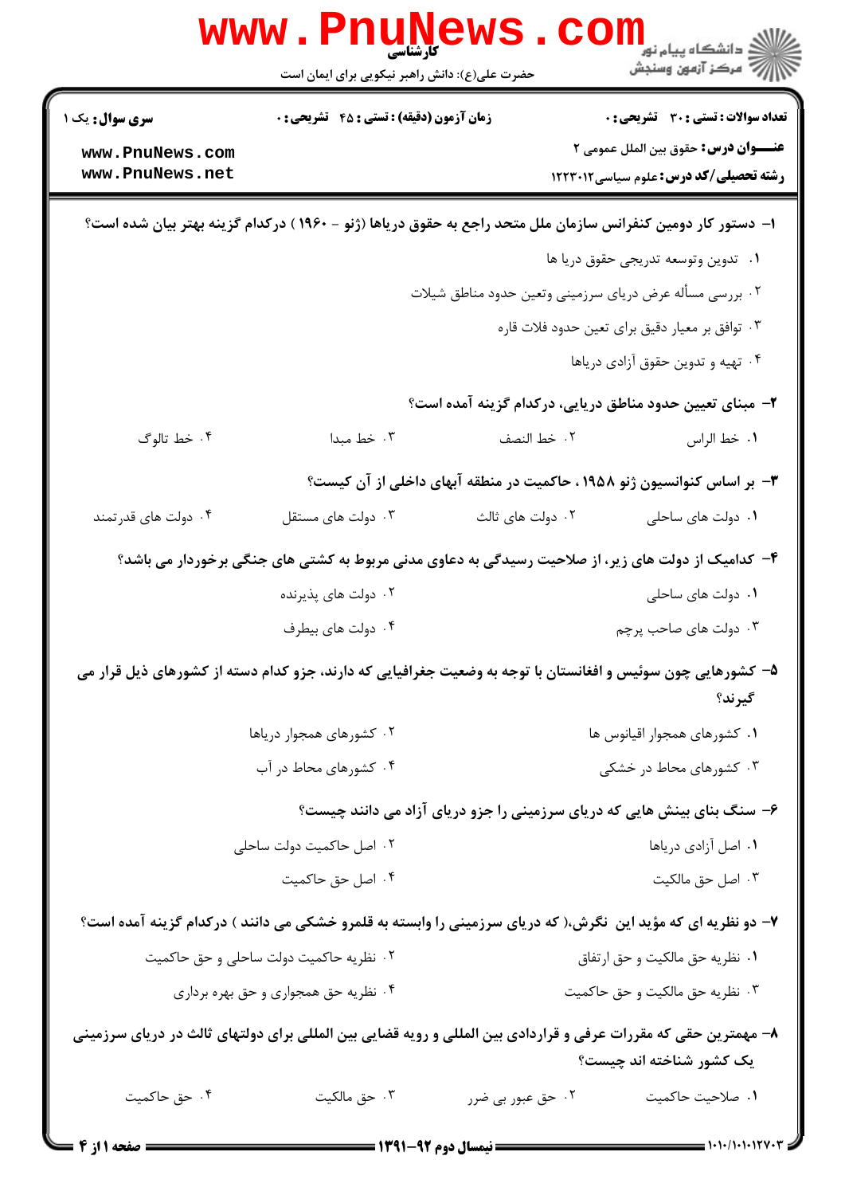کارشناسی

حضرت علی(ع): دانش راهبر نیکویی برای ایمان است

**سری سوال:** یک ۱

**زمان آزمون (دقیقه) : تستی : ۴۵ تشریحی : ۰**

**تعداد سوالات : تستی : ۳۰ تشریحی : ۰**

**عنـــوان درس:** حقوق بین الملل عمومی ۲

**رشته تحصیلی/کد درس:** علوم سیاسی۱۲۲۳۰۱۲

**۱- دستور کار دومین کنفرانس سازمان ملل متحد راجع به حقوق دریاها (ژنو - ۱۹۶۰ ) درکدام گزینه بهتر بیان شده است؟**

۱. تدوین وتوسعه تدریجی حقوق دریا ها

۲. بررسی مسأله عرض دریای سرزمینی وتعین حدود مناطق شیلات

۳. توافق بر معیار دقیق برای تعین حدود فلات قاره

۴. تهیه و تدوین حقوق آزادی دریاها

**۲- مبنای تعیین حدود مناطق دریایی، درکدام گزینه آمده است؟**

۱. خط الراس ۲. خط النصف ۳. خط مبدا ۴. خط تالوگ

**۳- بر اساس کنوانسیون ژنو ۱۹۵۸ ، حاکمیت در منطقه آبهای داخلی از آن کیست؟**

۱. دولت های ساحلی ۲. دولت های ثالث ۳. دولت های مستقل ۴. دولت های قدرتمند

**۴- کدامیک از دولت های زیر، از صلاحیت رسیدگی به دعاوی مدنی مربوط به کشتی های جنگی برخوردار می باشد؟**

۱. دولت های ساحلی

۲. دولت های پذیرنده

۳. دولت های صاحب پرچم

۴. دولت های بیطرف

**۵- کشورهایی چون سوئیس و افغانستان با توجه به وضعیت جغرافیایی که دارند، جزو کدام دسته از کشورهای ذیل قرار می گیرند؟**

۱. کشورهای همجوار اقیانوس ها

۲. کشورهای همجوار دریاها

۳. کشورهای محاط در خشکی

۴. کشورهای محاط در آب

**۶- سنگ بنای بینش هایی که دریای سرزمینی را جزو دریای آزاد می دانند چیست؟**

۱. اصل آزادی دریاها

۲. اصل حاکمیت دولت ساحلی

۳. اصل حق مالکیت

۴. اصل حق حاکمیت

**۷- دو نظریه ای که مؤید این نگرش،( که دریای سرزمینی را وابسته به قلمرو خشکی می دانند ) درکدام گزینه آمده است؟**

۱. نظریه حق مالکیت و حق ارتفاق

۲. نظریه حاکمیت دولت ساحلی و حق حاکمیت

۳. نظریه حق مالکیت و حق حاکمیت

۴. نظریه حق همجواری و حق بهره برداری

**۸- مهمترین حقی که مقررات عرفی و قراردادی بین المللی و رویه قضایی بین المللی برای دولتهای ثالث در دریای سرزمینی یک کشور شناخته اند چیست؟**

۱. صلاحیت حاکمیت ۲. حق عبور بی ضرر ۳. حق مالکیت ۴. حق حاکمیت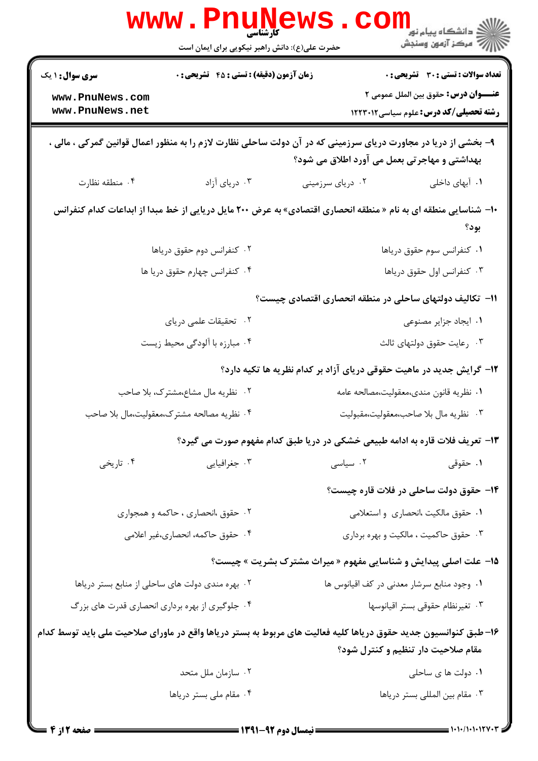۹- بخشی از دریا در مجاورت دریای سرزمینی که در آن دولت ساحلی نظارت لازم را به منظور اعمال قوانین گمرکی ، مالی ، بهداشتی و مهاجرتی بعمل می آورد اطلاق می شود؟

۱. آبهای داخلی
۲. دریای سرزمینی
۳. دریای آزاد
۴. منطقه نظارت

۱۰- شناسایی منطقه ای به نام « منطقه انحصاری اقتصادی» به عرض ۲۰۰ مایل دریایی از خط مبدا از ابداعات کدام کنفرانس بود؟

۱. کنفرانس سوم حقوق دریاها
۲. کنفرانس دوم حقوق دریاها
۳. کنفرانس اول حقوق دریاها
۴. کنفرانس چهارم حقوق دریا ها

۱۱- تکالیف دولتهای ساحلی در منطقه انحصاری اقتصادی چیست؟

۱. ایجاد جزایر مصنوعی
۲. تحقیقات علمی دریای
۳. رعایت حقوق دولتهای ثالث
۴. مبارزه با آلودگی محیط زیست

۱۲- گرایش جدید در ماهیت حقوقی دریای آزاد بر کدام نظریه ها تکیه دارد؟

۱. نظریه قانون مندی،معقولیت،مصالحه عامه
۲. نظریه مال مشاع،مشترک، بلا صاحب
۳. نظریه مال بلا صاحب،معقولیت،مقبولیت
۴. نظریه مصالحه مشترک،معقولیت،مال بلا صاحب

۱۳- تعریف فلات قاره به ادامه طبیعی خشکی در دریا طبق کدام مفهوم صورت می گیرد؟

۱. حقوقی
۲. سیاسی
۳. جغرافیایی
۴. تاریخی

۱۴- حقوق دولت ساحلی در فلات قاره چیست؟

۱. حقوق مالکیت ،انحصاری و استعلامی
۲. حقوق ،انحصاری ، حاکمه و همجواری
۳. حقوق حاکمیت ، مالکیت و بهره برداری
۴. حقوق حاکمه، انحصاری،غیر اعلامی

۱۵- علت اصلی پیدایش و شناسایی مفهوم « میراث مشترک بشریت » چیست؟

۱. وجود منابع سرشار معدنی در کف اقیانوس ها
۲. بهره مندی دولت های ساحلی از منابع بستر دریاها
۳. تغیرنظام حقوقی بستر اقیانوسها
۴. جلوگیری از بهره برداری انحصاری قدرت های بزرگ

۱۶- طبق کنوانسیون جدید حقوق دریاها کلیه فعالیت های مربوط به بستر دریاها واقع در ماورای صلاحیت ملی باید توسط کدام مقام صلاحیت دار تنظیم و کنترل شود؟

۱. دولت ها ی ساحلی
۲. سازمان ملل متحد
۳. مقام بین المللی بستر دریاها
۴. مقام ملی بستر دریاها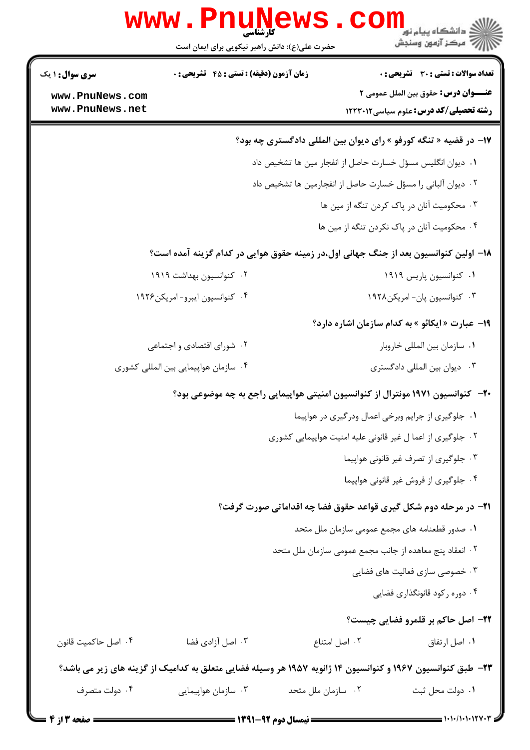**۱۷- در قضیه « تنگه کورفو » رای دیوان بین المللی دادگستری چه بود؟**

۱. دیوان انگلیس مسؤل خسارت حاصل از انفجار مین ها تشخیص داد

۲. دیوان آلبانی را مسؤل خسارت حاصل از انفجارمین ها تشخیص داد

۳. محکومیت آنان در پاک کردن تنگه از مین ها

۴. محکومیت آنان در پاک نکردن تنگه از مین ها

**۱۸- اولین کنوانسیون بعد از جنگ جهانی اول،در زمینه حقوق هوایی در کدام گزینه آمده است؟**

۱. کنوانسیون پاریس ۱۹۱۹

۲. کنوانسیون بهداشت ۱۹۱۹

۳. کنوانسیون پان- امریکن۱۹۲۸

۴. کنوانسیون ایبرو- امریکن۱۹۲۶

**۱۹- عبارت « ایکائو » به کدام سازمان اشاره دارد؟**

۱. سازمان بین المللی خاوبار

۲. شورای اقتصادی و اجتماعی

۳. دیوان بین المللی دادگستری

۴. سازمان هواپیمایی بین المللی کشوری

**۲۰- کنوانسیون ۱۹۷۱ مونترال از کنوانسیون امنیتی هواپیمایی راجع به چه موضوعی بود؟**

۱. جلوگیری از جرایم وبرخی اعمال ودرگیری در هواپیما

۲. جلوگیری از اعما ل غیر قانونی علیه امنیت هواپیمایی کشوری

۳. جلوگیری از تصرف غیر قانونی هواپیما

۴. جلوگیری از فروش غیر قانونی هواپیما

**۲۱- در مرحله دوم شکل گیری قواعد حقوق فضا چه اقداماتی صورت گرفت؟**

۱. صدور قطعنامه های مجمع عمومی سازمان ملل متحد

۲. انعقاد پنج معاهده از جانب مجمع عمومی سازمان ملل متحد

۳. خصوصی سازی فعالیت های فضایی

۴. دوره رکود قانونگذاری فضایی

**۲۲- اصل حاکم بر قلمرو فضایی چیست؟**

۱. اصل ارتفاق

۲. اصل امتناع

۳. اصل آزادی فضا

۴. اصل حاکمیت قانون

**۲۳- طبق کنوانسیون ۱۹۶۷ و کنوانسیون ۱۴ ژانویه ۱۹۵۷ هر وسیله فضایی متعلق به کدامیک از گزینه های زیر می باشد؟**

۱. دولت محل ثبت

۲. سازمان ملل متحد

۳. سازمان هواپیمایی

۴. دولت متصرف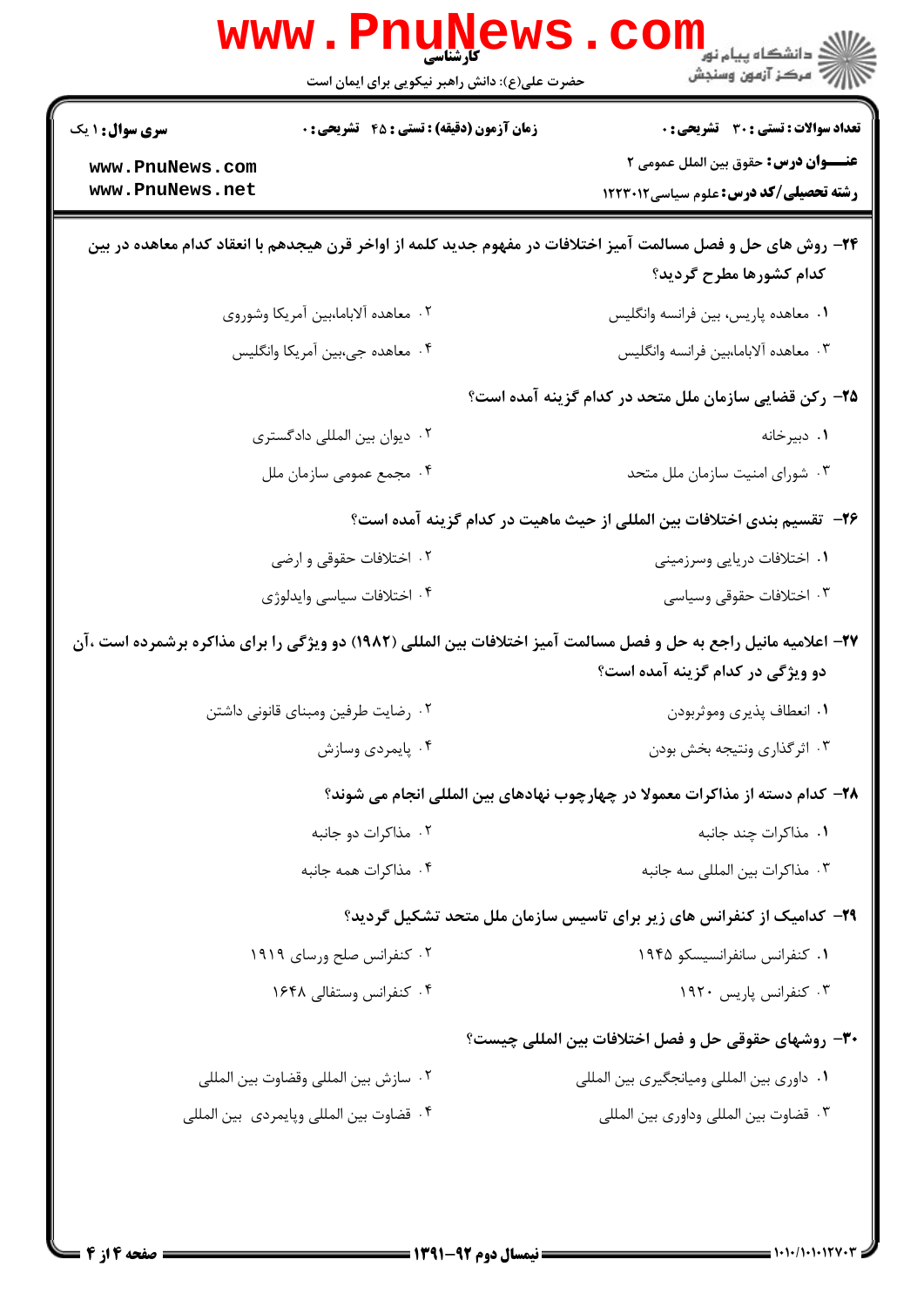۲۴- روش های حل و فصل مسالمت آمیز اختلافات در مفهوم جدید کلمه از اواخر قرن هیجدهم با انعقاد کدام معاهده در بین کدام کشورها مطرح گردید؟

۱. معاهده پاریس، بین فرانسه وانگلیس

۲. معاهده آلاباما،بین آمریکا وشوروی

۳. معاهده آلاباما،بین فرانسه وانگلیس

۴. معاهده جی،بین آمریکا وانگلیس

۲۵- رکن قضایی سازمان ملل متحد در کدام گزینه آمده است؟

۱. دبیرخانه

۲. دیوان بین المللی دادگستری

۳. شورای امنیت سازمان ملل متحد

۴. مجمع عمومی سازمان ملل

۲۶- تقسیم بندی اختلافات بین المللی از حیث ماهیت در کدام گزینه آمده است؟

۱. اختلافات دریایی وسرزمینی

۲. اختلافات حقوقی و ارضی

۳. اختلافات حقوقی وسیاسی

۴. اختلافات سیاسی وایدلوژی

۲۷- اعلامیه مانیل راجع به حل و فصل مسالمت آمیز اختلافات بین المللی (۱۹۸۲) دو ویژگی را برای مذاکره برشمرده است ،آن دو ویژگی در کدام گزینه آمده است؟

۱. انعطاف پذیری وموثربودن

۲. رضایت طرفین ومبنای قانونی داشتن

۳. اثرگذاری ونتیجه بخش بودن

۴. پایمردی وسازش

۲۸- کدام دسته از مذاکرات معمولا در چهارچوب نهادهای بین المللی انجام می شوند؟

۱. مذاکرات چند جانبه

۲. مذاکرات دو جانبه

۳. مذاکرات بین المللی سه جانبه

۴. مذاکرات همه جانبه

۲۹- کدامیک از کنفرانس های زیر برای تاسیس سازمان ملل متحد تشکیل گردید؟

۱. کنفرانس سانفرانسیسکو ۱۹۴۵

۲. کنفرانس صلح ورسای ۱۹۱۹

۳. کنفرانس پاریس ۱۹۲۰

۴. کنفرانس وستفالی ۱۶۴۸

۳۰- روشهای حقوقی حل و فصل اختلافات بین المللی چیست؟

۱. داوری بین المللی ومیانجیگری بین المللی

۲. سازش بین المللی وقضاوت بین المللی

۳. قضاوت بین المللی وداوری بین المللی

۴. قضاوت بین المللی وپایمردی بین المللی